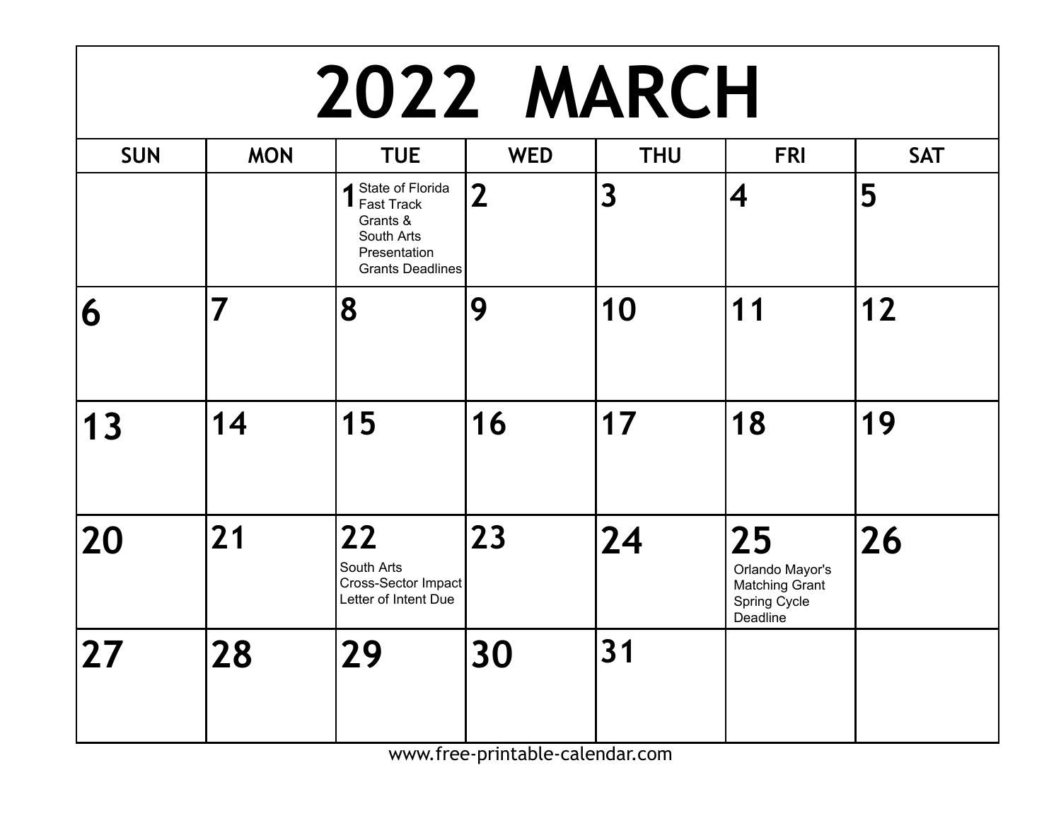# 2022 MARCH

| SUN | MON | TUE | WED | THU | FRI | SAT |
|---|---|---|---|---|---|---|
| | | 1 State of Florida Fast Track Grants & South Arts Presentation Grants Deadlines | 2 | 3 | 4 | 5 |
| 6 | 7 | 8 | 9 | 10 | 11 | 12 |
| 13 | 14 | 15 | 16 | 17 | 18 | 19 |
| 20 | 21 | 22 South Arts Cross-Sector Impact Letter of Intent Due | 23 | 24 | 25 Orlando Mayor's Matching Grant Spring Cycle Deadline | 26 |
| 27 | 28 | 29 | 30 | 31 | | |

www.free-printable-calendar.com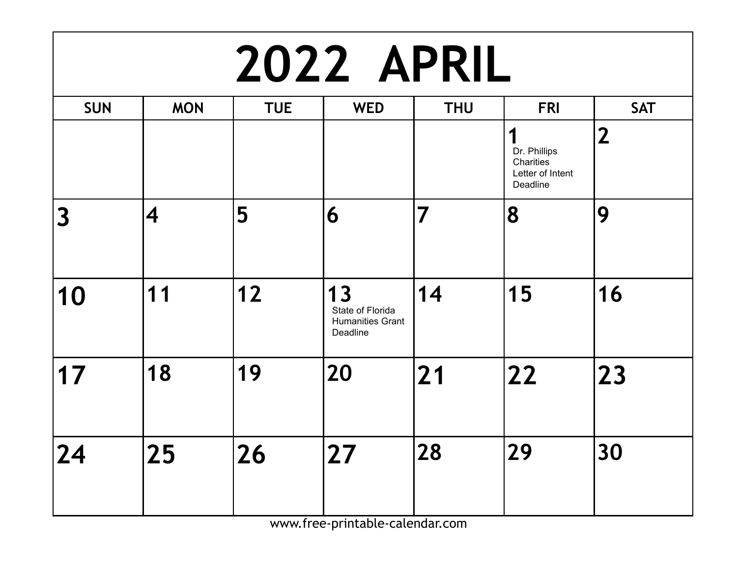# 2022 APRIL

| SUN | MON | TUE | WED | THU | FRI | SAT |
|---|---|---|---|---|---|---|
| | | | | | 1 Dr. Phillips Charities Letter of Intent Deadline | 2 |
| 3 | 4 | 5 | 6 | 7 | 8 | 9 |
| 10 | 11 | 12 | 13 State of Florida Humanities Grant Deadline | 14 | 15 | 16 |
| 17 | 18 | 19 | 20 | 21 | 22 | 23 |
| 24 | 25 | 26 | 27 | 28 | 29 | 30 |

www.free-printable-calendar.com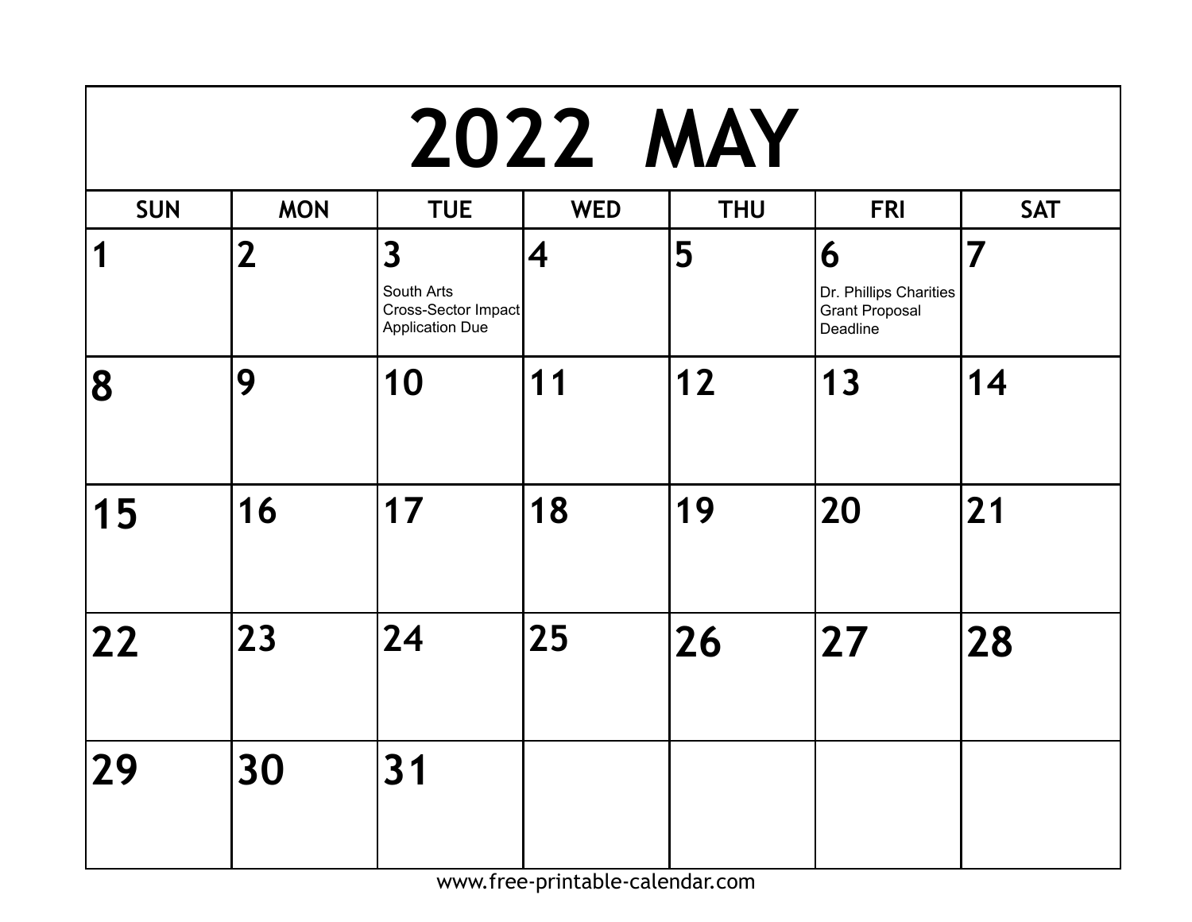# 2022 MAY

| SUN | MON | TUE | WED | THU | FRI | SAT |
|---|---|---|---|---|---|---|
| 1 | 2 | 3 South Arts Cross-Sector Impact Application Due | 4 | 5 | 6 Dr. Phillips Charities Grant Proposal Deadline | 7 |
| 8 | 9 | 10 | 11 | 12 | 13 | 14 |
| 15 | 16 | 17 | 18 | 19 | 20 | 21 |
| 22 | 23 | 24 | 25 | 26 | 27 | 28 |
| 29 | 30 | 31 | | | | |

www.free-printable-calendar.com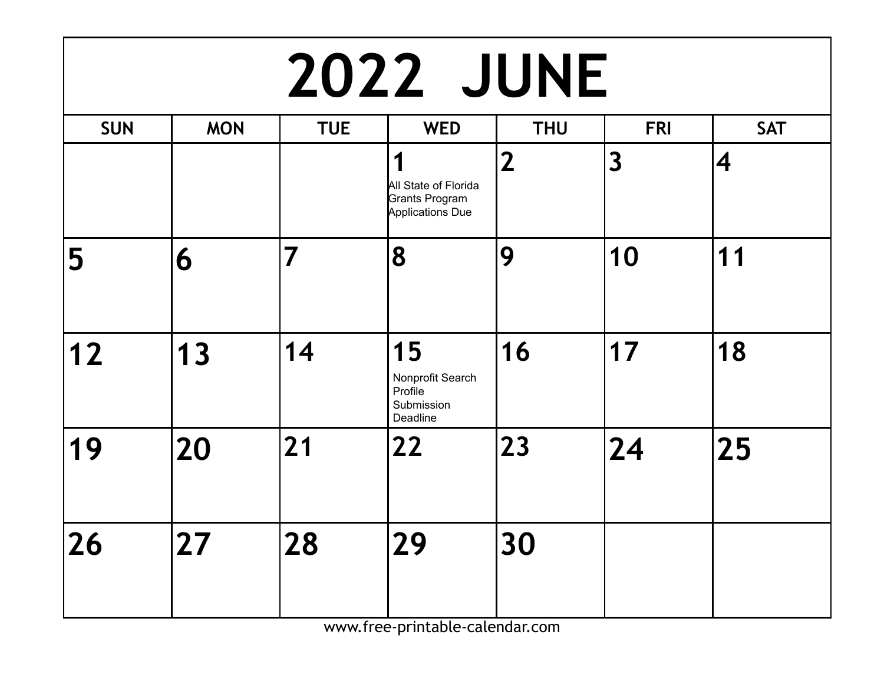# 2022 JUNE

| SUN | MON | TUE | WED | THU | FRI | SAT |
|---|---|---|---|---|---|---|
| | | | 1 All State of Florida Grants Program Applications Due | 2 | 3 | 4 |
| 5 | 6 | 7 | 8 | 9 | 10 | 11 |
| 12 | 13 | 14 | 15 Nonprofit Search Profile Submission Deadline | 16 | 17 | 18 |
| 19 | 20 | 21 | 22 | 23 | 24 | 25 |
| 26 | 27 | 28 | 29 | 30 | | |

www.free-printable-calendar.com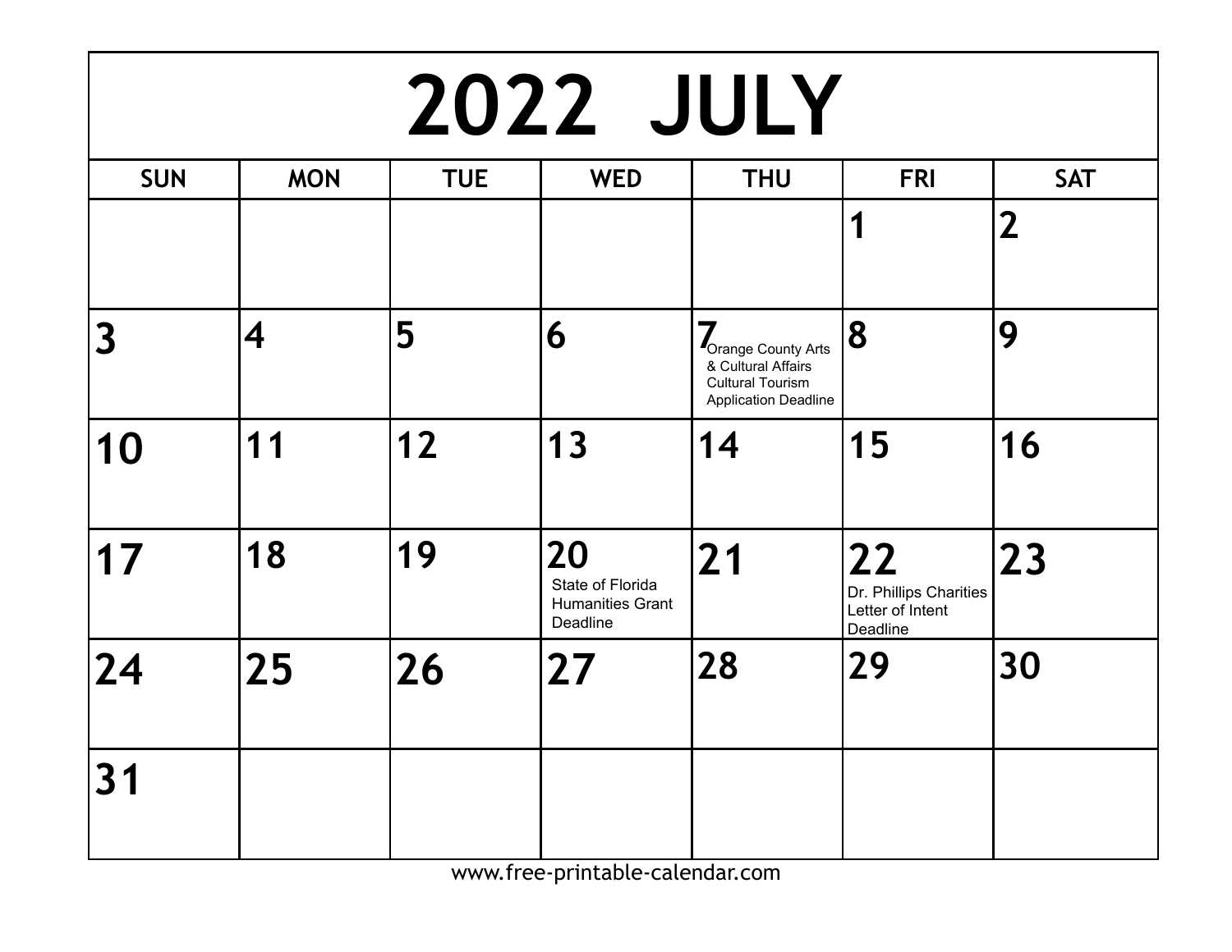# 2022 JULY

| SUN | MON | TUE | WED | THU | FRI | SAT |
|---|---|---|---|---|---|---|
| | | | | | 1 | 2 |
| 3 | 4 | 5 | 6 | 7 Orange County Arts & Cultural Affairs Cultural Tourism Application Deadline | 8 | 9 |
| 10 | 11 | 12 | 13 | 14 | 15 | 16 |
| 17 | 18 | 19 | 20 State of Florida Humanities Grant Deadline | 21 | 22 Dr. Phillips Charities Letter of Intent Deadline | 23 |
| 24 | 25 | 26 | 27 | 28 | 29 | 30 |
| 31 | | | | | | |

www.free-printable-calendar.com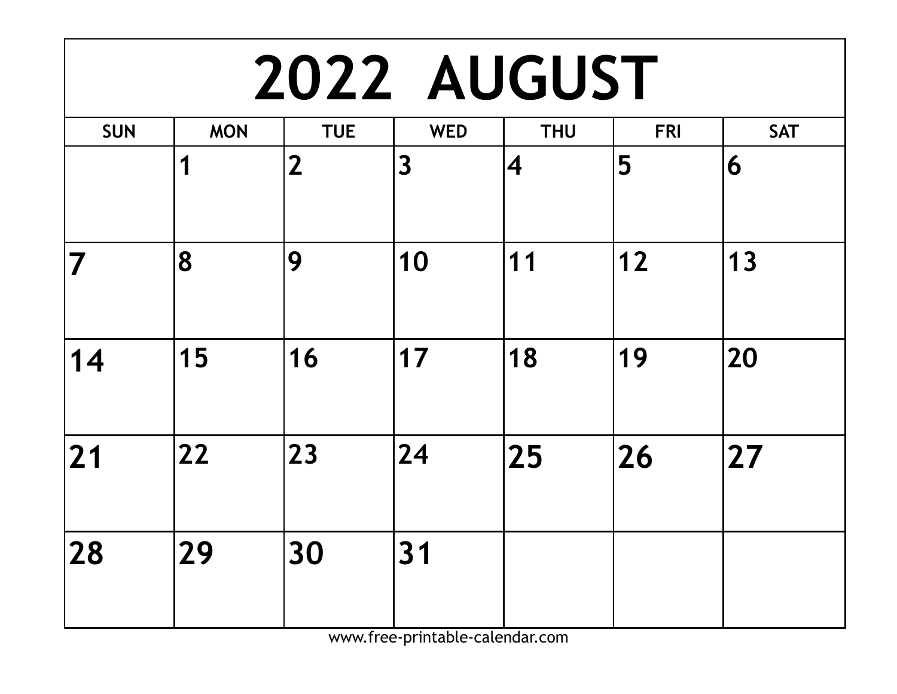# 2022 AUGUST

| SUN | MON | TUE | WED | THU | FRI | SAT |
|---|---|---|---|---|---|---|
| | 1 | 2 | 3 | 4 | 5 | 6 |
| 7 | 8 | 9 | 10 | 11 | 12 | 13 |
| 14 | 15 | 16 | 17 | 18 | 19 | 20 |
| 21 | 22 | 23 | 24 | 25 | 26 | 27 |
| 28 | 29 | 30 | 31 | | | |

www.free-printable-calendar.com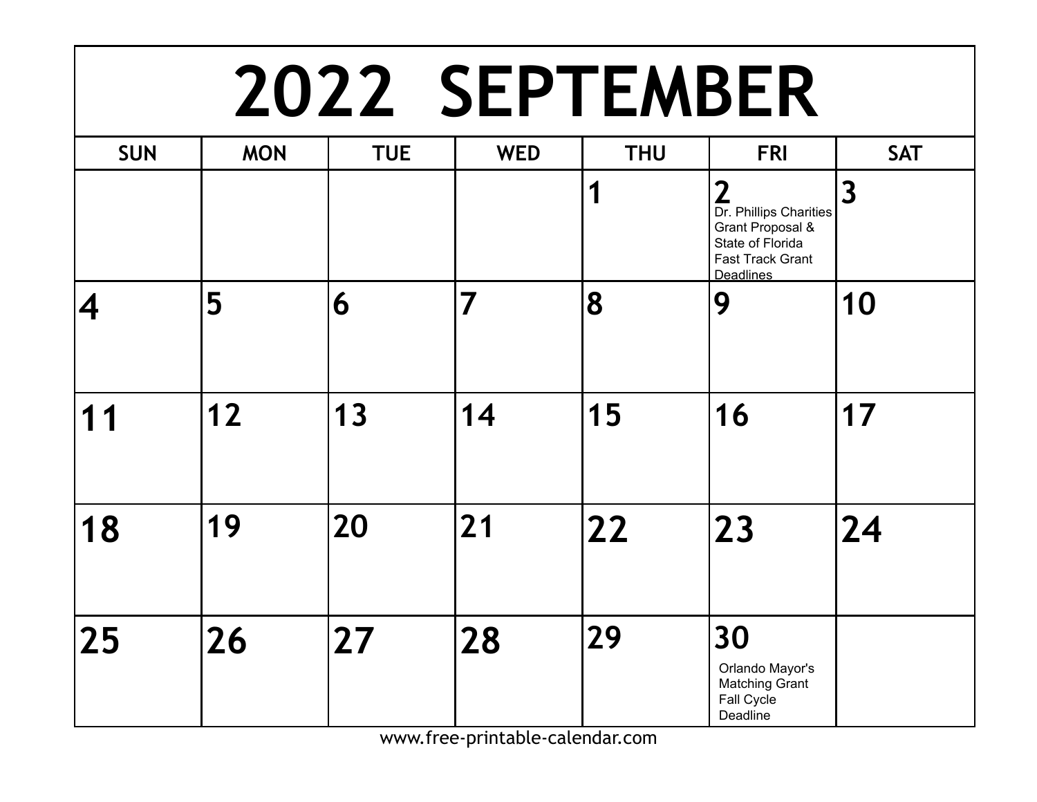# 2022 SEPTEMBER

| SUN | MON | TUE | WED | THU | FRI | SAT |
|---|---|---|---|---|---|---|
| | | | | 1 | 2 Dr. Phillips Charities Grant Proposal & State of Florida Fast Track Grant Deadlines | 3 |
| 4 | 5 | 6 | 7 | 8 | 9 | 10 |
| 11 | 12 | 13 | 14 | 15 | 16 | 17 |
| 18 | 19 | 20 | 21 | 22 | 23 | 24 |
| 25 | 26 | 27 | 28 | 29 | 30 Orlando Mayor's Matching Grant Fall Cycle Deadline | |

www.free-printable-calendar.com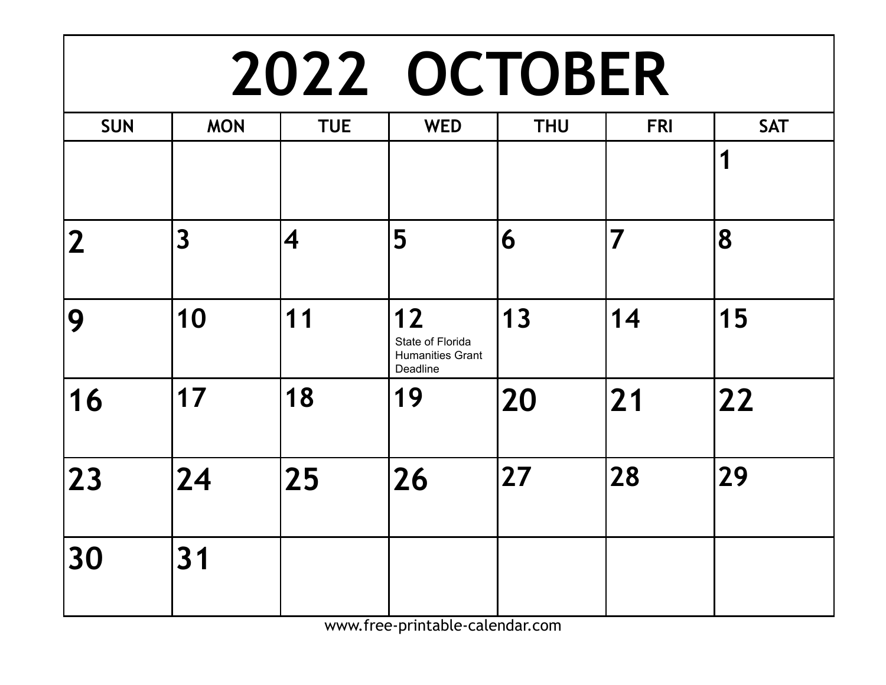# 2022 OCTOBER

| SUN | MON | TUE | WED | THU | FRI | SAT |
| --- | --- | --- | --- | --- | --- | --- |
| | | | | | | 1 |
| 2 | 3 | 4 | 5 | 6 | 7 | 8 |
| 9 | 10 | 11 | 12 State of Florida Humanities Grant Deadline | 13 | 14 | 15 |
| 16 | 17 | 18 | 19 | 20 | 21 | 22 |
| 23 | 24 | 25 | 26 | 27 | 28 | 29 |
| 30 | 31 | | | | | |

www.free-printable-calendar.com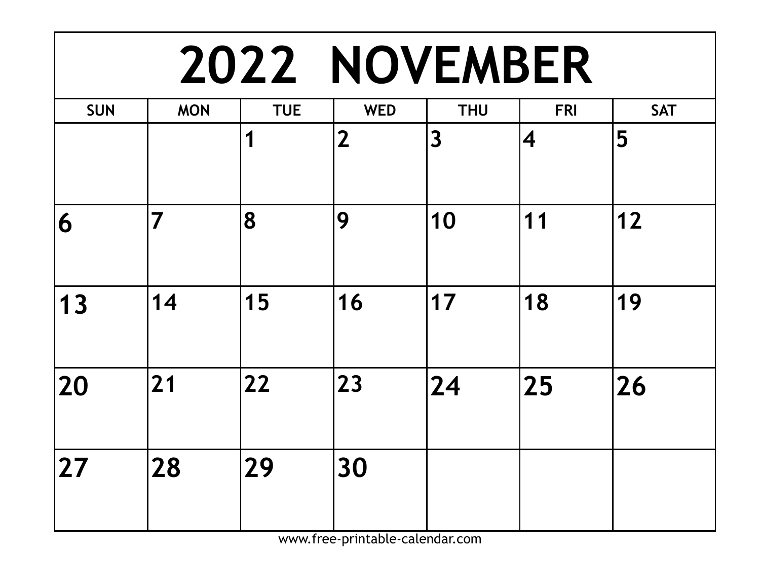# 2022 NOVEMBER

| SUN | MON | TUE | WED | THU | FRI | SAT |
|---|---|---|---|---|---|---|
| | | 1 | 2 | 3 | 4 | 5 |
| 6 | 7 | 8 | 9 | 10 | 11 | 12 |
| 13 | 14 | 15 | 16 | 17 | 18 | 19 |
| 20 | 21 | 22 | 23 | 24 | 25 | 26 |
| 27 | 28 | 29 | 30 | | | |

www.free-printable-calendar.com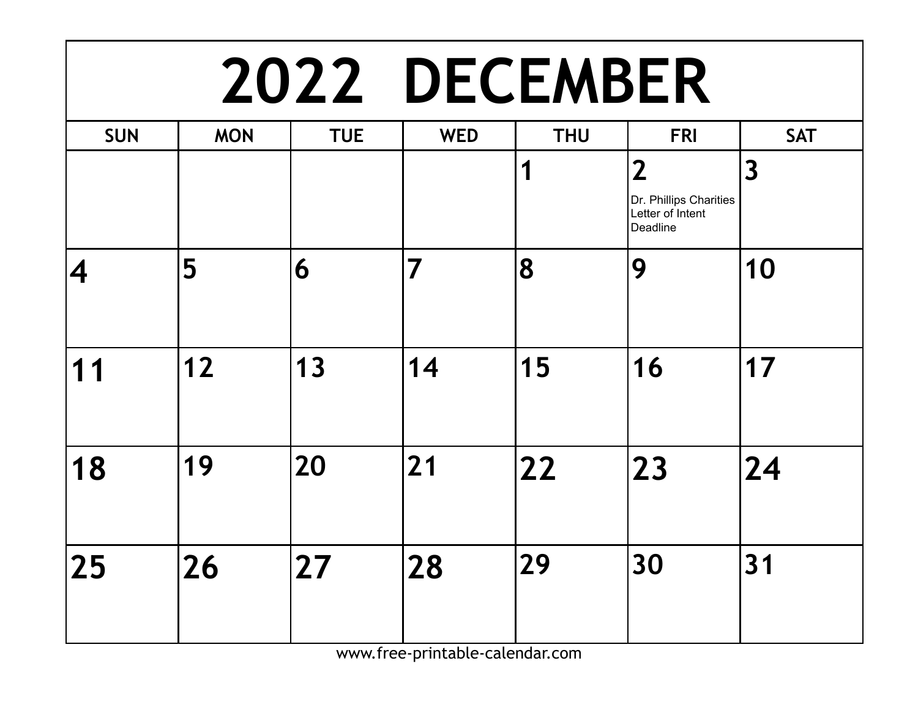# 2022 DECEMBER

| SUN | MON | TUE | WED | THU | FRI | SAT |
|---|---|---|---|---|---|---|
| | | | | 1 | 2 Dr. Phillips Charities Letter of Intent Deadline | 3 |
| 4 | 5 | 6 | 7 | 8 | 9 | 10 |
| 11 | 12 | 13 | 14 | 15 | 16 | 17 |
| 18 | 19 | 20 | 21 | 22 | 23 | 24 |
| 25 | 26 | 27 | 28 | 29 | 30 | 31 |

www.free-printable-calendar.com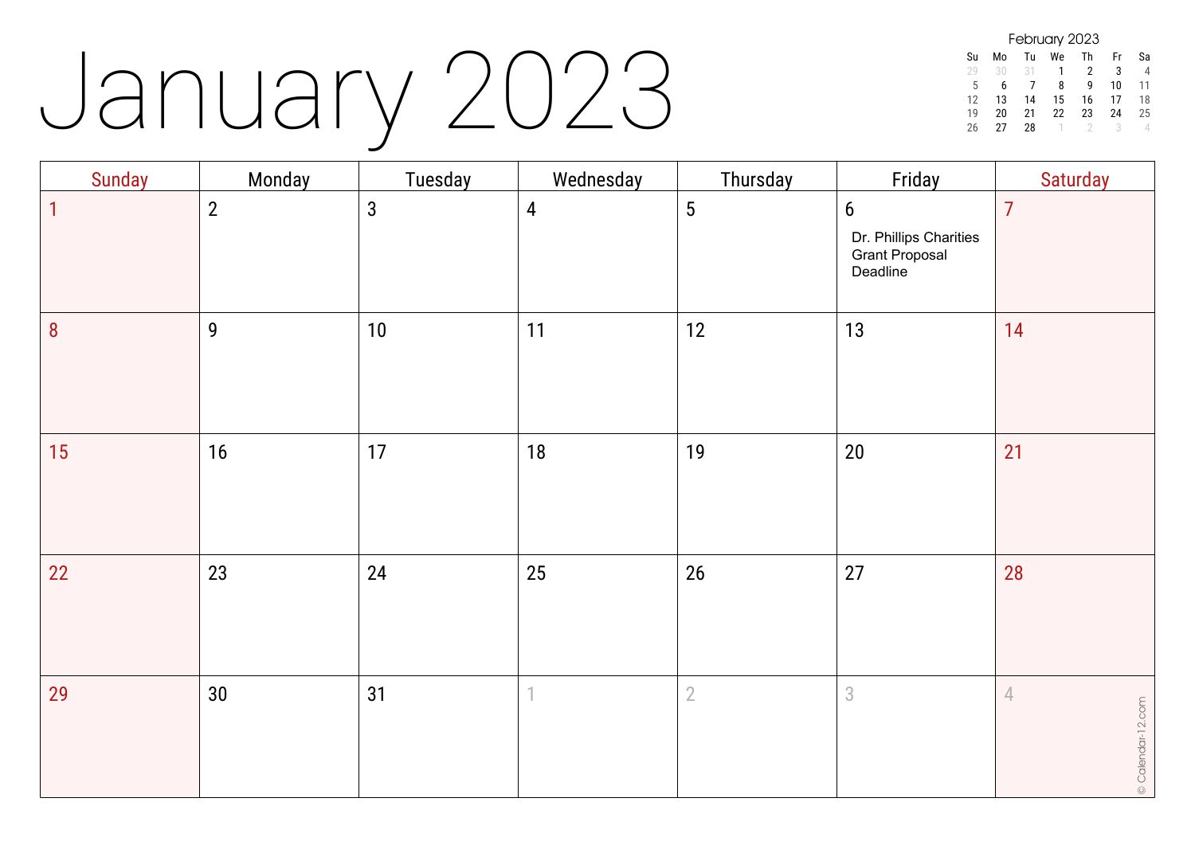# January 2023

**February 2023**

| Su | Mo | Tu | We | Th | Fr | Sa |
|---|---|---|---|---|---|---|
| 29 | 30 | 31 | 1 | 2 | 3 | 4 |
| 5 | 6 | 7 | 8 | 9 | 10 | 11 |
| 12 | 13 | 14 | 15 | 16 | 17 | 18 |
| 19 | 20 | 21 | 22 | 23 | 24 | 25 |
| 26 | 27 | 28 | 1 | 2 | 3 | 4 |

| Sunday | Monday | Tuesday | Wednesday | Thursday | Friday | Saturday |
|---|---|---|---|---|---|---|
| 1 | 2 | 3 | 4 | 5 | 6 Dr. Phillips Charities Grant Proposal Deadline | 7 |
| 8 | 9 | 10 | 11 | 12 | 13 | 14 |
| 15 | 16 | 17 | 18 | 19 | 20 | 21 |
| 22 | 23 | 24 | 25 | 26 | 27 | 28 |
| 29 | 30 | 31 | 1 | 2 | 3 | 4 |

© Calendar-12.com